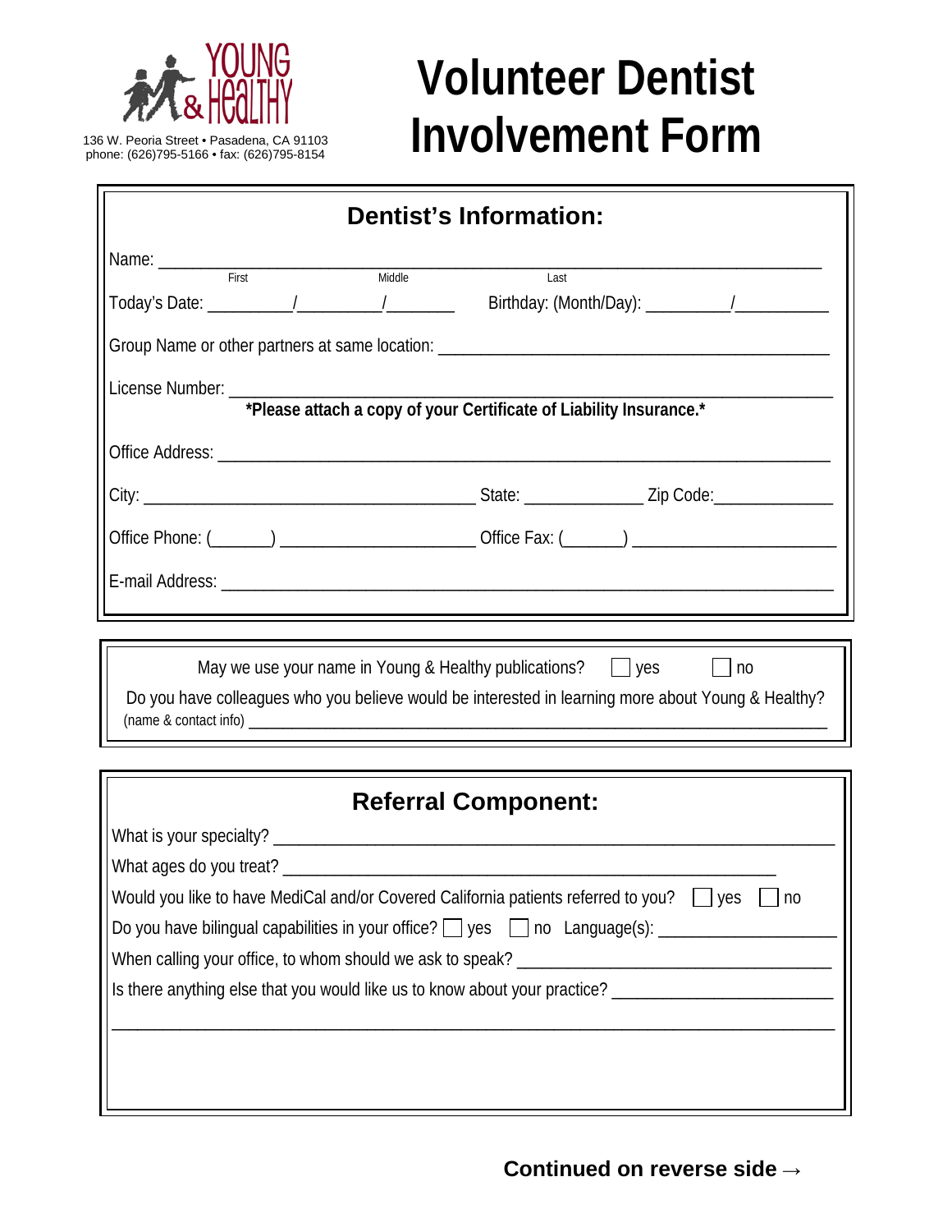YOUNG & HEALTHY

136 W. Peoria Street • Pasadena, CA 91103
phone: (626)795-5166 • fax: (626)795-8154

# Volunteer Dentist Involvement Form

## Dentist's Information:

Name: ______________________________________________________________
First Middle Last

Today's Date: _________/_________/________ Birthday: (Month/Day): _________/__________

Group Name or other partners at same location: ____________________________________________

License Number: _______________________________________________________________

**\*Please attach a copy of your Certificate of Liability Insurance.\***

Office Address: _______________________________________________________________

City: ______________________________________ State: _____________ Zip Code:_____________

Office Phone: (______) _____________________ Office Fax: (______) ______________________

E-mail Address: _______________________________________________________________

---

May we use your name in Young & Healthy publications? ☐ yes ☐ no

Do you have colleagues who you believe would be interested in learning more about Young & Healthy?
(name & contact info) _______________________________________________________________

---

## Referral Component:

What is your specialty? _______________________________________________________________

What ages do you treat? ____________________________________________________

Would you like to have MediCal and/or Covered California patients referred to you? ☐ yes ☐ no

Do you have bilingual capabilities in your office? ☐ yes ☐ no Language(s): __________________

When calling your office, to whom should we ask to speak? ___________________________________

Is there anything else that you would like us to know about your practice? _______________________

_______________________________________________________________________________

**Continued on reverse side →**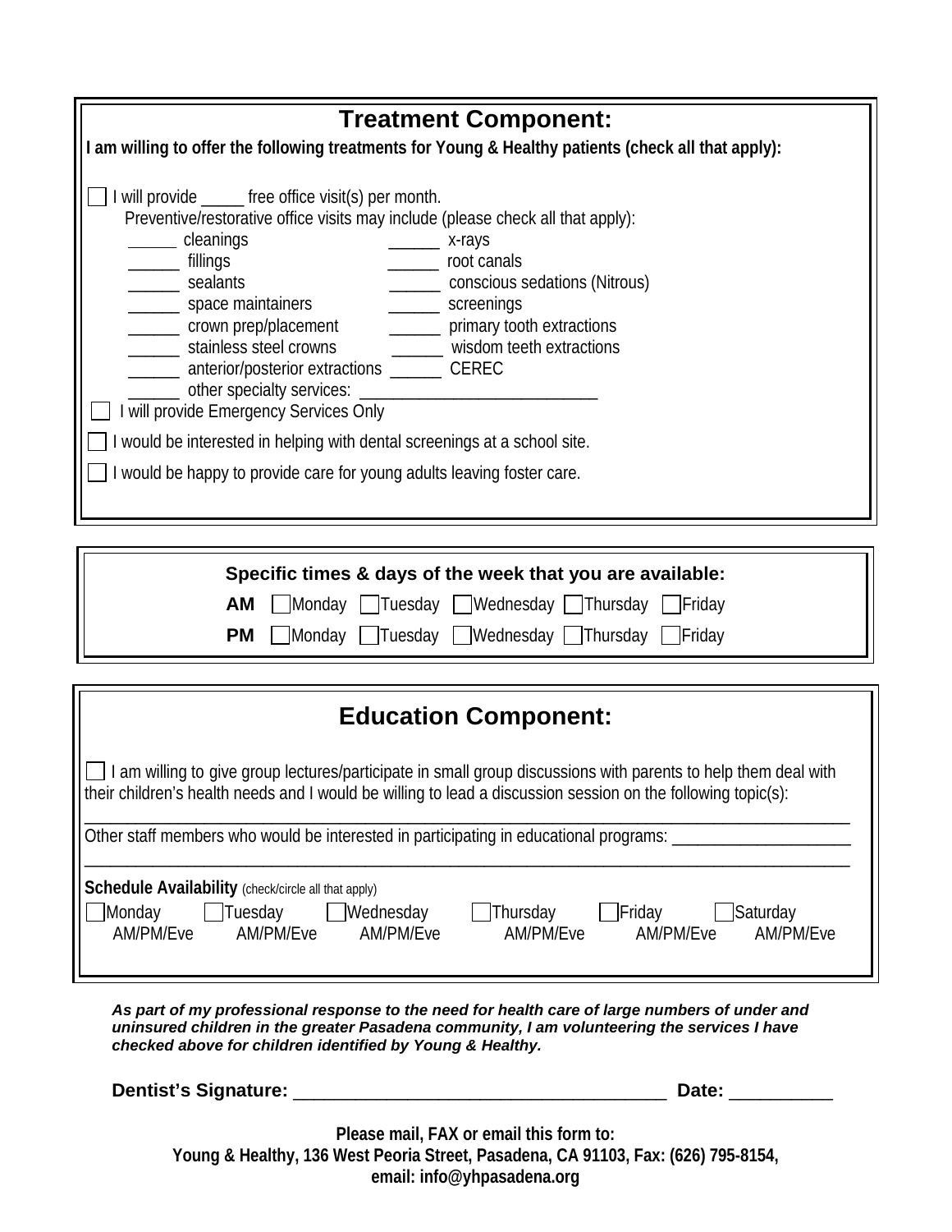## Treatment Component:

**I am willing to offer the following treatments for Young & Healthy patients (check all that apply):**

☐ I will provide _____ free office visit(s) per month.

Preventive/restorative office visits may include (please check all that apply):

| | |
|---|---|
| ______ cleanings | ______ x-rays |
| ______ fillings | ______ root canals |
| ______ sealants | ______ conscious sedations (Nitrous) |
| ______ space maintainers | ______ screenings |
| ______ crown prep/placement | ______ primary tooth extractions |
| ______ stainless steel crowns | ______ wisdom teeth extractions |
| ______ anterior/posterior extractions | ______ CEREC |

______ other specialty services: ____________________________

☐ I will provide Emergency Services Only

☐ I would be interested in helping with dental screenings at a school site.

☐ I would be happy to provide care for young adults leaving foster care.

**Specific times & days of the week that you are available:**

**AM** ☐Monday ☐Tuesday ☐Wednesday ☐Thursday ☐Friday

**PM** ☐Monday ☐Tuesday ☐Wednesday ☐Thursday ☐Friday

## Education Component:

☐ I am willing to give group lectures/participate in small group discussions with parents to help them deal with their children's health needs and I would be willing to lead a discussion session on the following topic(s):

____________________________________________________________________________________

Other staff members who would be interested in participating in educational programs: ____________________

____________________________________________________________________________________

**Schedule Availability** (check/circle all that apply)

| ☐Monday | ☐Tuesday | ☐Wednesday | ☐Thursday | ☐Friday | ☐Saturday |
|---|---|---|---|---|---|
| AM/PM/Eve | AM/PM/Eve | AM/PM/Eve | AM/PM/Eve | AM/PM/Eve | AM/PM/Eve |

***As part of my professional response to the need for health care of large numbers of under and uninsured children in the greater Pasadena community, I am volunteering the services I have checked above for children identified by Young & Healthy.***

**Dentist's Signature:** ____________________________________ **Date:** __________

**Please mail, FAX or email this form to:**
**Young & Healthy, 136 West Peoria Street, Pasadena, CA 91103, Fax: (626) 795-8154,**
**email: info@yhpasadena.org**